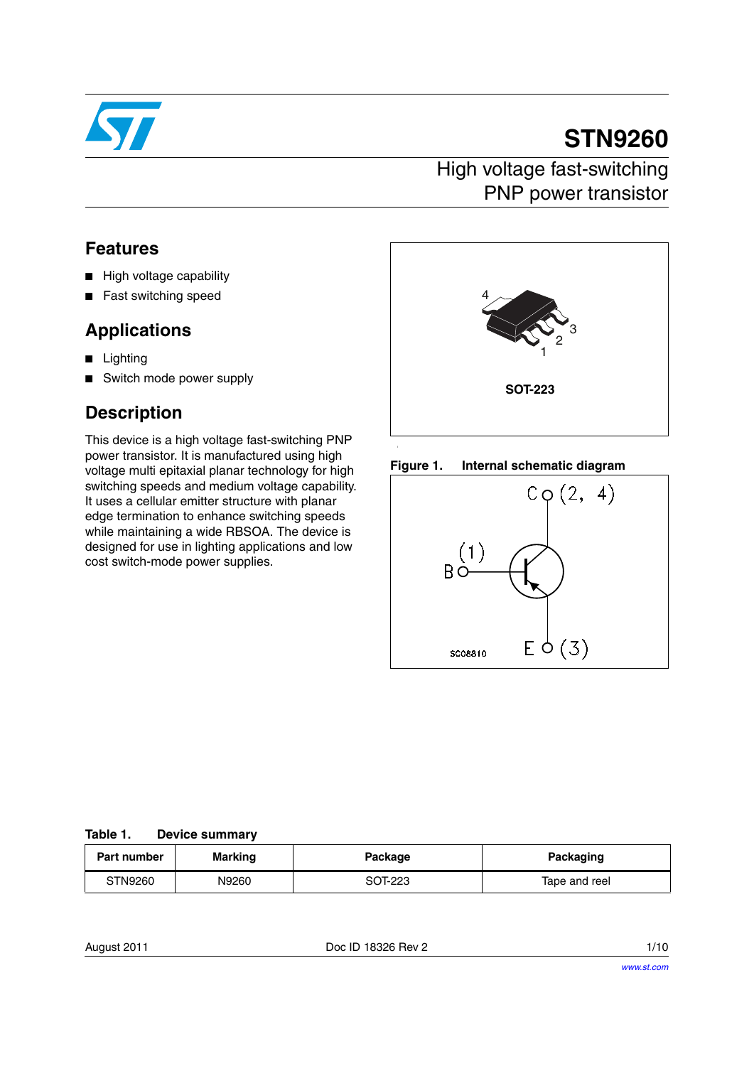# STN9260

## High voltage fast-switching PNP power transistor

## Features

- High voltage capability
- Fast switching speed

## Applications

- Lighting
- Switch mode power supply

## Description

This device is a high voltage fast-switching PNP power transistor. It is manufactured using high voltage multi epitaxial planar technology for high switching speeds and medium voltage capability. It uses a cellular emitter structure with planar edge termination to enhance switching speeds while maintaining a wide RBSOA. The device is designed for use in lighting applications and low cost switch-mode power supplies.

SOT-223

**Figure 1. Internal schematic diagram**

**Table 1. Device summary**

| Part number | Marking | Package | Packaging |
|---|---|---|---|
| STN9260 | N9260 | SOT-223 | Tape and reel |

August 2011 Doc ID 18326 Rev 2

www.st.com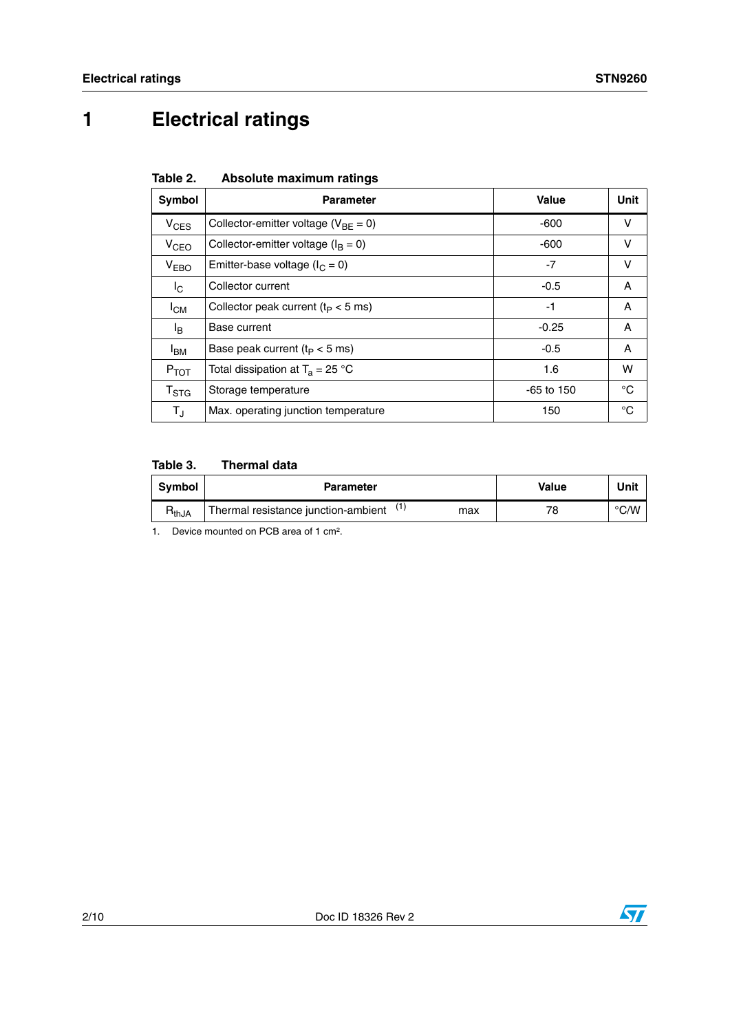# 1 Electrical ratings

**Table 2. Absolute maximum ratings**

| Symbol | Parameter | Value | Unit |
|---|---|---|---|
| $V_{CES}$ | Collector-emitter voltage ($V_{BE}$ = 0) | -600 | V |
| $V_{CEO}$ | Collector-emitter voltage ($I_B$ = 0) | -600 | V |
| $V_{EBO}$ | Emitter-base voltage ($I_C$ = 0) | -7 | V |
| $I_C$ | Collector current | -0.5 | A |
| $I_{CM}$ | Collector peak current ($t_P$ < 5 ms) | -1 | A |
| $I_B$ | Base current | -0.25 | A |
| $I_{BM}$ | Base peak current ($t_P$ < 5 ms) | -0.5 | A |
| $P_{TOT}$ | Total dissipation at $T_a$ = 25 °C | 1.6 | W |
| $T_{STG}$ | Storage temperature | -65 to 150 | °C |
| $T_J$ | Max. operating junction temperature | 150 | °C |

**Table 3. Thermal data**

| Symbol | Parameter | | Value | Unit |
|---|---|---|---|---|
| $R_{thJA}$ | Thermal resistance junction-ambient [(1)] | max | 78 | °C/W |

1. Device mounted on PCB area of 1 cm².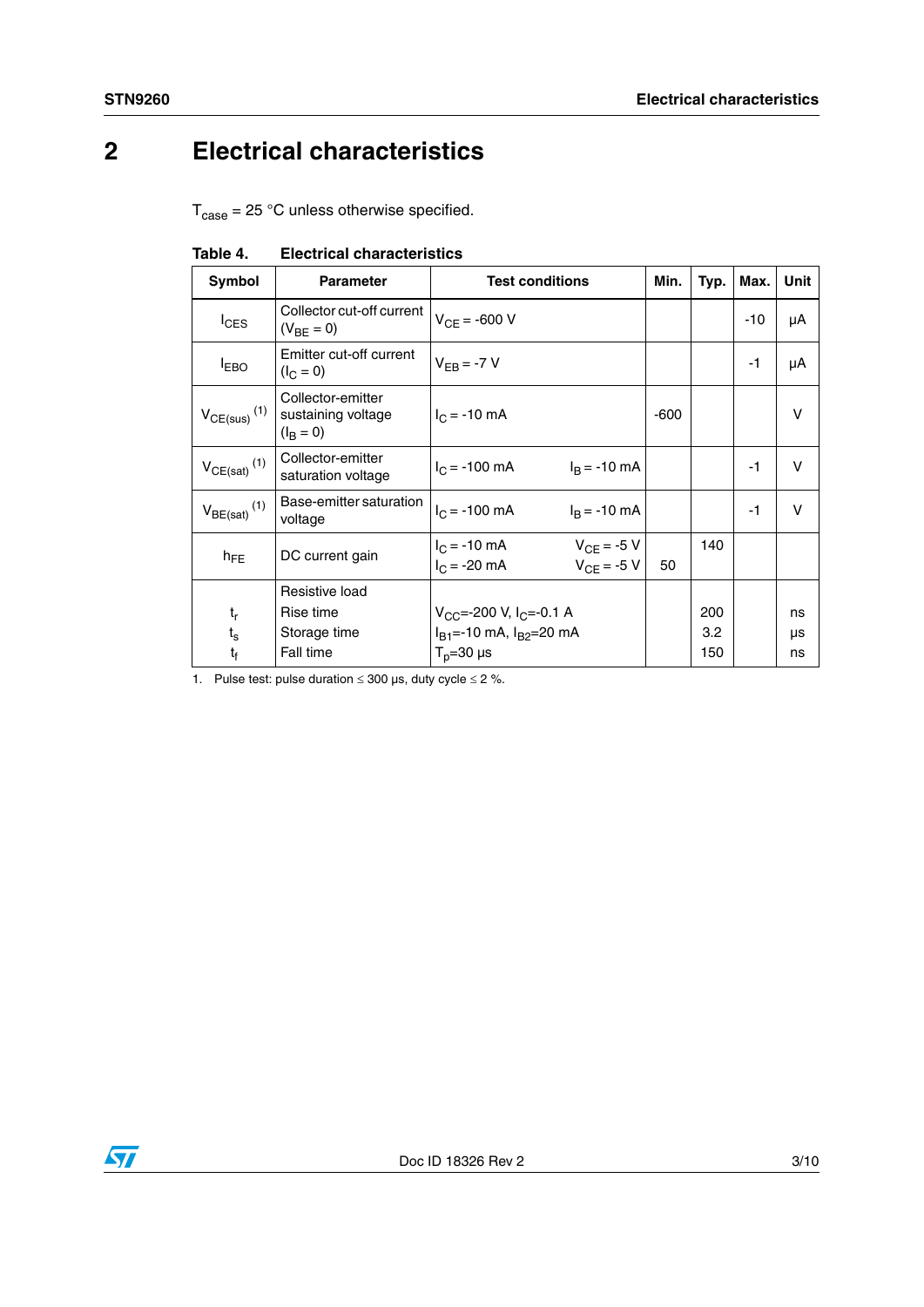# 2 Electrical characteristics

$T_{case}$ = 25 °C unless otherwise specified.

**Table 4. Electrical characteristics**

| Symbol | Parameter | Test conditions | Min. | Typ. | Max. | Unit |
|---|---|---|---|---|---|---|
| $I_{CES}$ | Collector cut-off current ($V_{BE}$ = 0) | $V_{CE}$ = -600 V | | | -10 | µA |
| $I_{EBO}$ | Emitter cut-off current ($I_C$ = 0) | $V_{EB}$ = -7 V | | | -1 | µA |
| $V_{CE(sus)}$ (1) | Collector-emitter sustaining voltage ($I_B$ = 0) | $I_C$ = -10 mA | -600 | | | V |
| $V_{CE(sat)}$ (1) | Collector-emitter saturation voltage | $I_C$ = -100 mA $I_B$ = -10 mA | | | -1 | V |
| $V_{BE(sat)}$ (1) | Base-emitter saturation voltage | $I_C$ = -100 mA $I_B$ = -10 mA | | | -1 | V |
| $h_{FE}$ | DC current gain | $I_C$ = -10 mA $V_{CE}$ = -5 V<br>$I_C$ = -20 mA $V_{CE}$ = -5 V | <br>50 | 140 | | |
| $t_r$<br>$t_s$<br>$t_f$ | Resistive load<br>Rise time<br>Storage time<br>Fall time | $V_{CC}$=-200 V, $I_C$=-0.1 A<br>$I_{B1}$=-10 mA, $I_{B2}$=20 mA<br>$T_p$=30 µs | | 200<br>3.2<br>150 | | ns<br>µs<br>ns |

1. Pulse test: pulse duration ≤ 300 µs, duty cycle ≤ 2 %.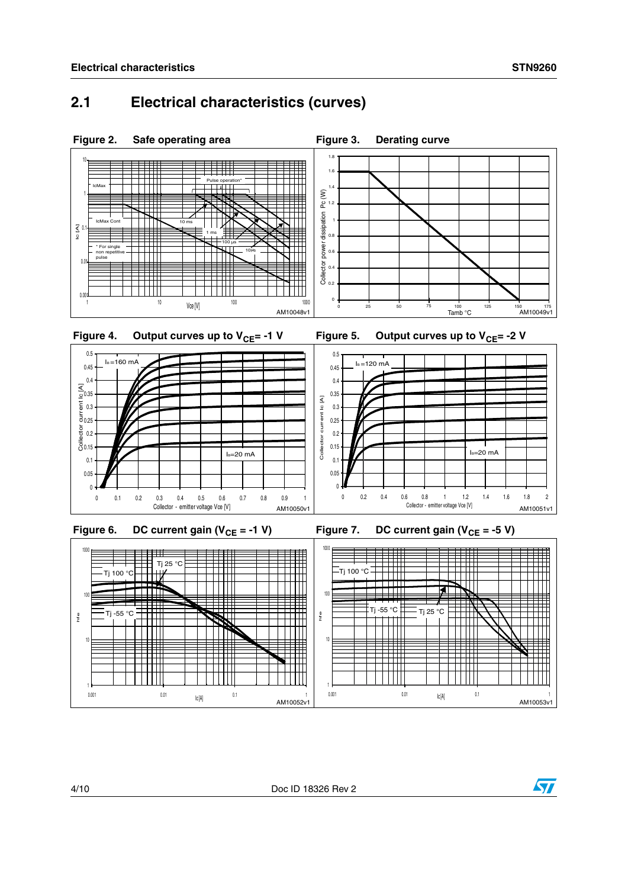## 2.1 Electrical characteristics (curves)

**Figure 2. Safe operating area**

**Figure 3. Derating curve**

**Figure 4. Output curves up to $V_{CE}$= -1 V**

**Figure 5. Output curves up to $V_{CE}$= -2 V**

**Figure 6. DC current gain ($V_{CE}$ = -1 V)**

**Figure 7. DC current gain ($V_{CE}$ = -5 V)**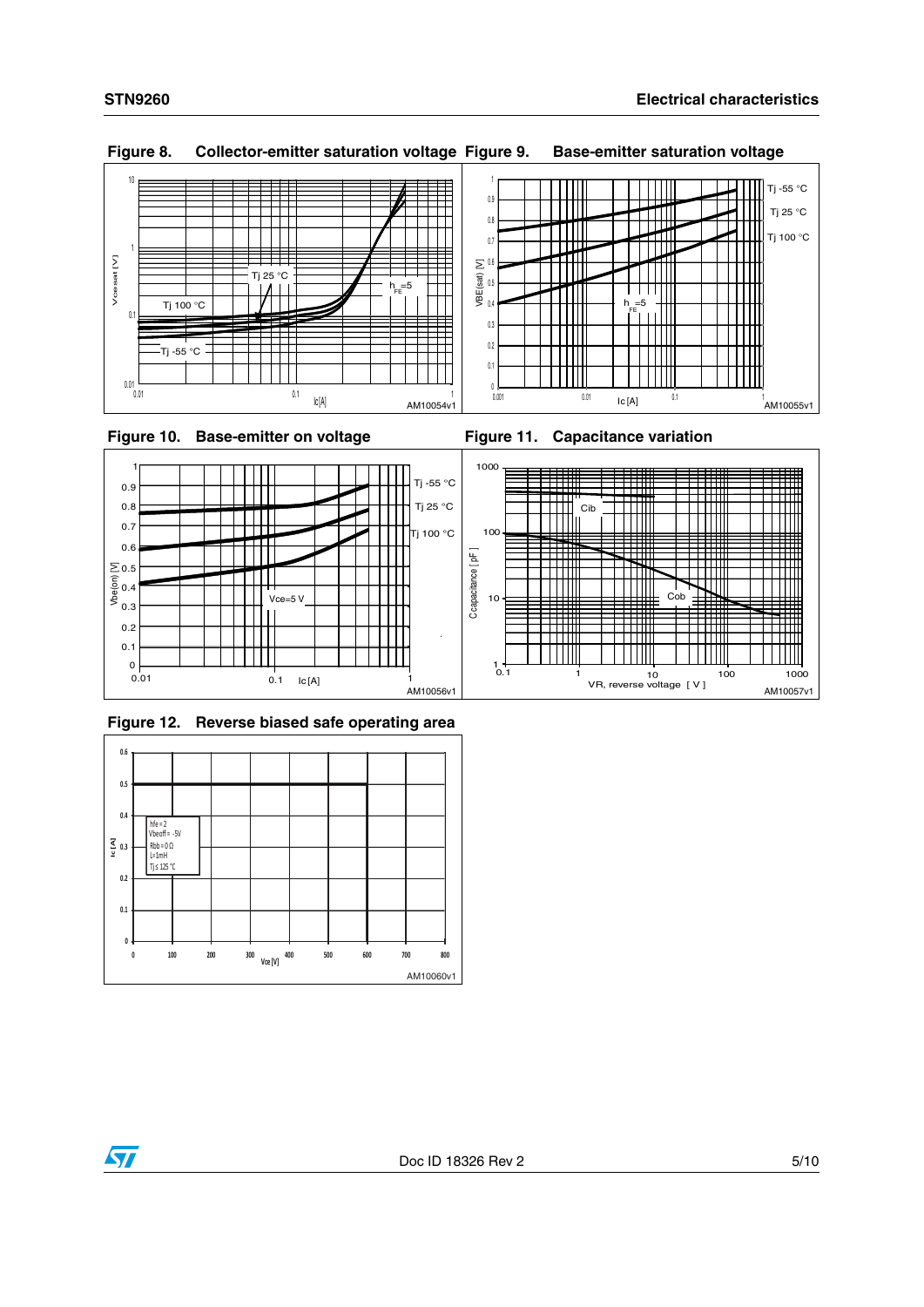Figure 8. Collector-emitter saturation voltage

Figure 9. Base-emitter saturation voltage

Figure 10. Base-emitter on voltage

Figure 11. Capacitance variation

Figure 12. Reverse biased safe operating area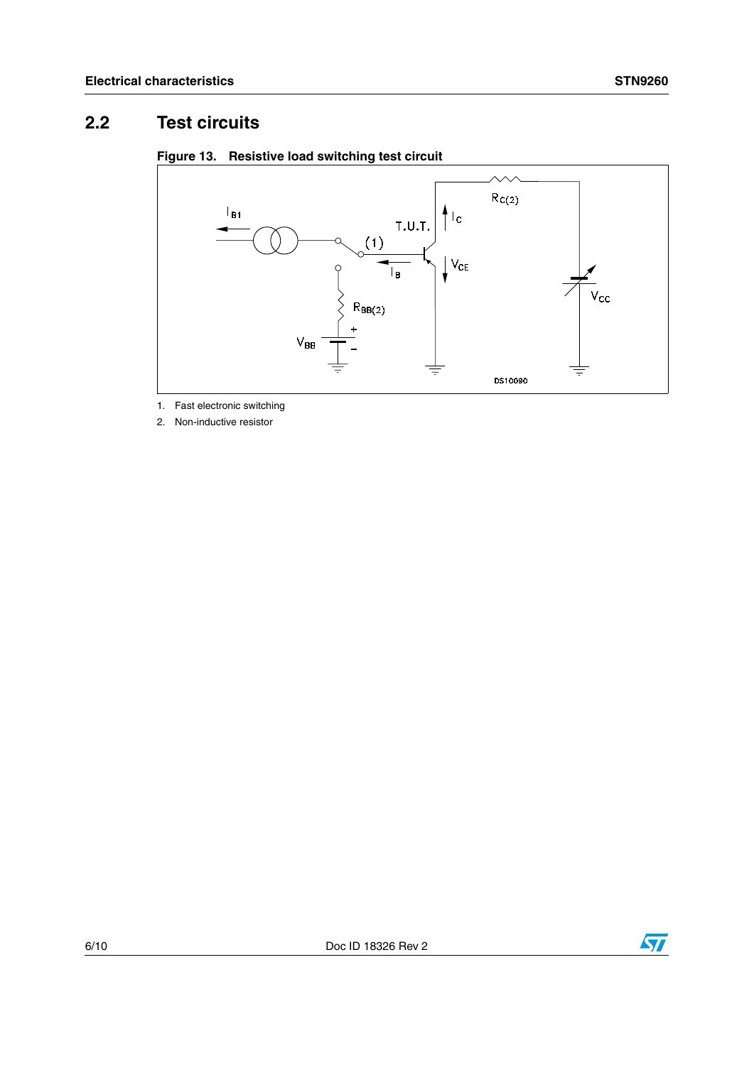## 2.2 Test circuits

**Figure 13. Resistive load switching test circuit**

1. Fast electronic switching
2. Non-inductive resistor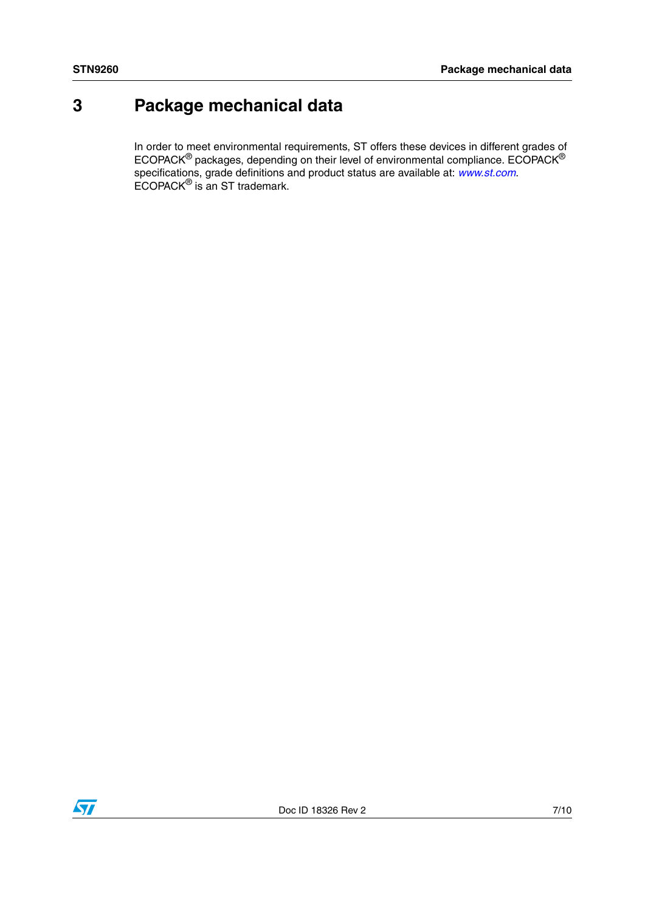# 3 Package mechanical data

In order to meet environmental requirements, ST offers these devices in different grades of ECOPACK® packages, depending on their level of environmental compliance. ECOPACK® specifications, grade definitions and product status are available at: *www.st.com*. ECOPACK® is an ST trademark.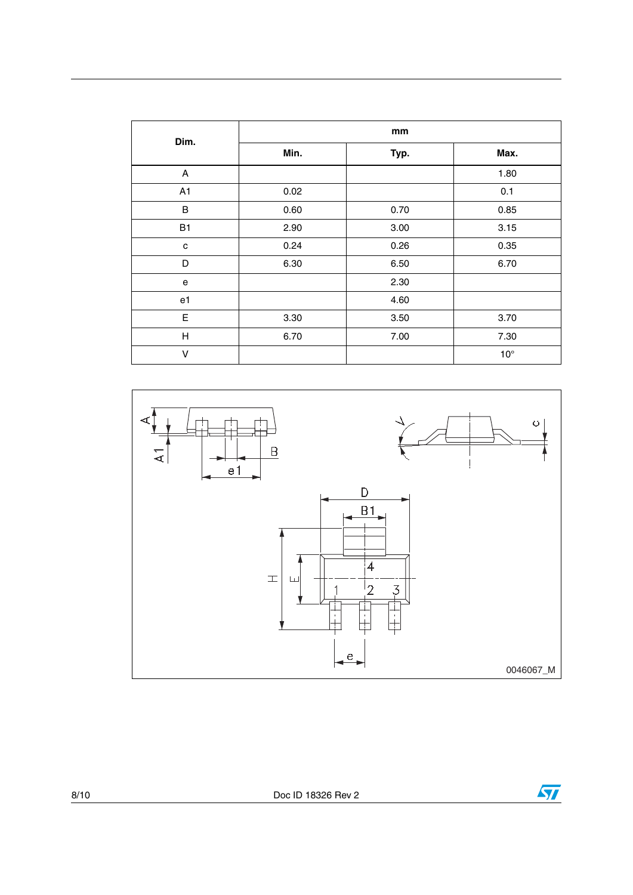| Dim. | mm | | |
|---|---|---|---|
| | Min. | Typ. | Max. |
| A | | | 1.80 |
| A1 | 0.02 | | 0.1 |
| B | 0.60 | 0.70 | 0.85 |
| B1 | 2.90 | 3.00 | 3.15 |
| c | 0.24 | 0.26 | 0.35 |
| D | 6.30 | 6.50 | 6.70 |
| e | | 2.30 | |
| e1 | | 4.60 | |
| E | 3.30 | 3.50 | 3.70 |
| H | 6.70 | 7.00 | 7.30 |
| V | | | 10° |

0046067_M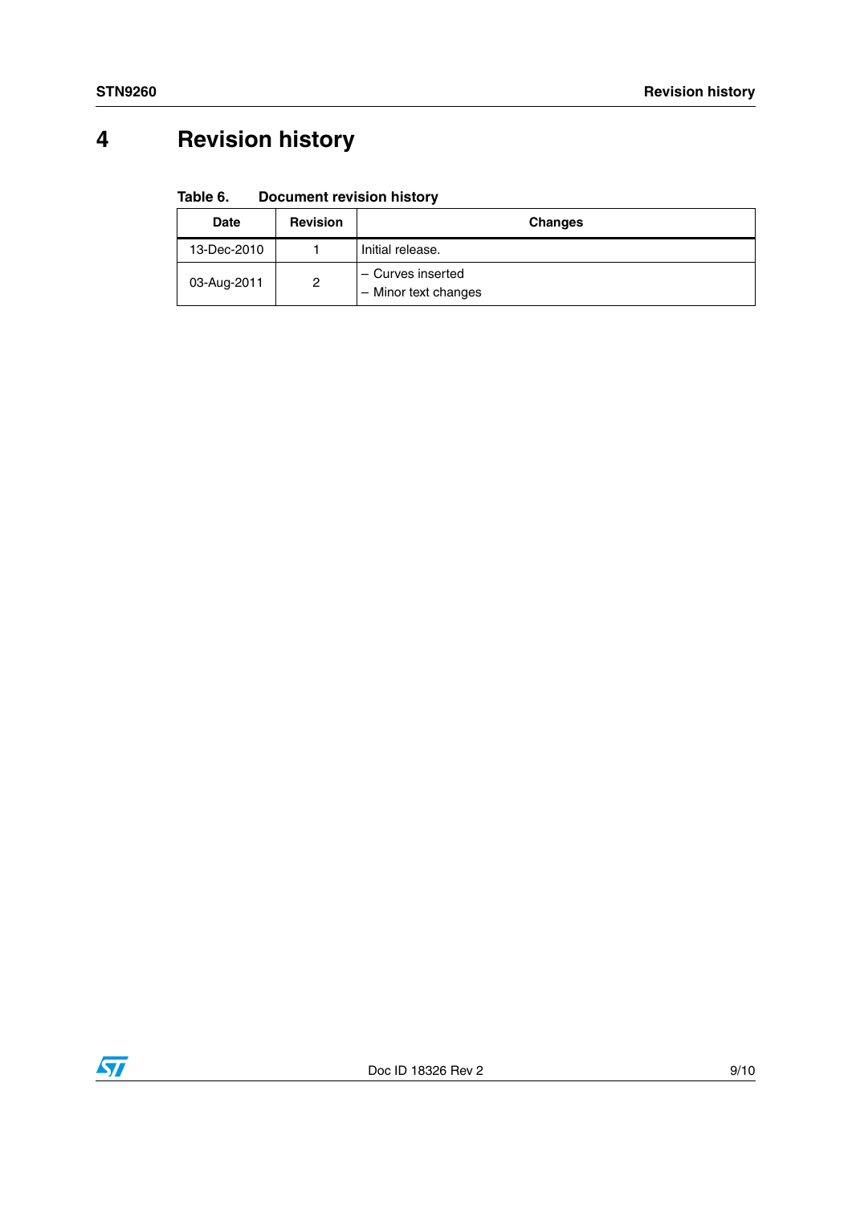# 4 Revision history

**Table 6. Document revision history**

| Date | Revision | Changes |
| --- | --- | --- |
| 13-Dec-2010 | 1 | Initial release. |
| 03-Aug-2011 | 2 | – Curves inserted<br>– Minor text changes |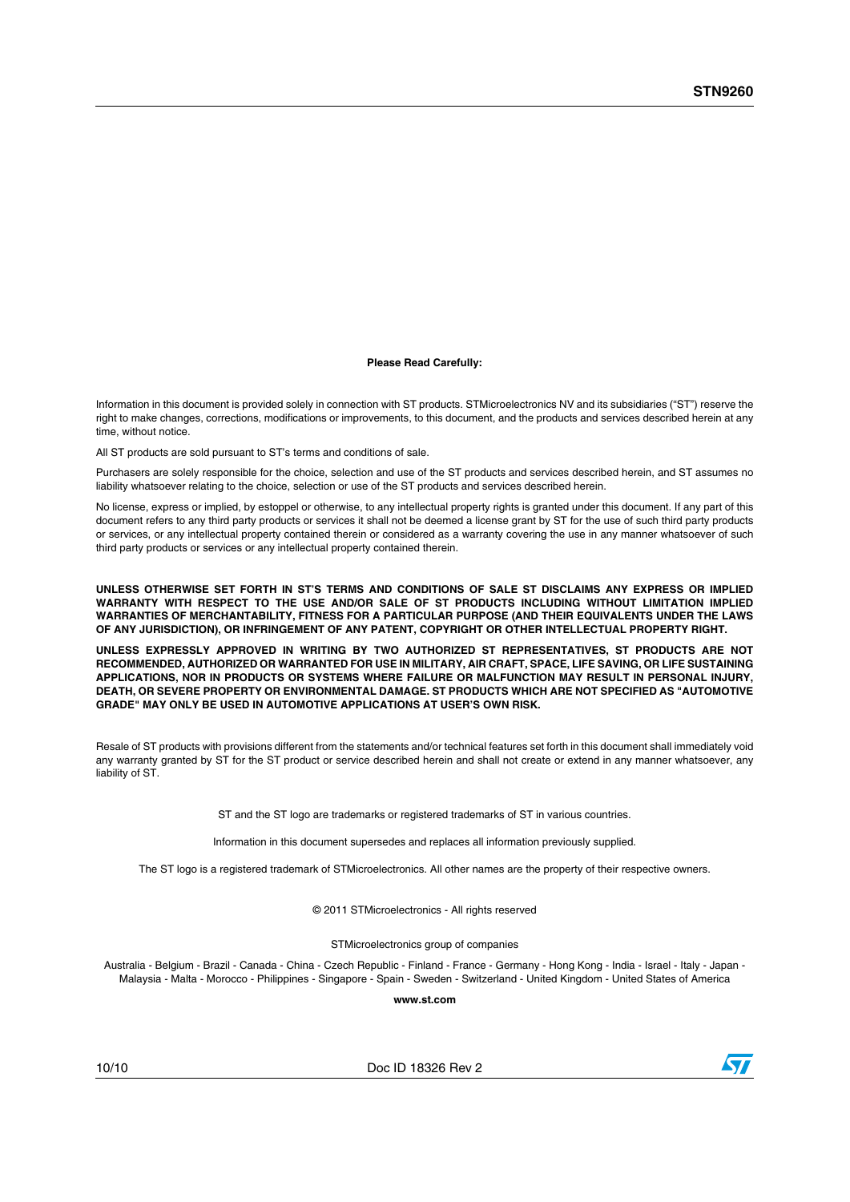**Please Read Carefully:**

Information in this document is provided solely in connection with ST products. STMicroelectronics NV and its subsidiaries (“ST”) reserve the right to make changes, corrections, modifications or improvements, to this document, and the products and services described herein at any time, without notice.

All ST products are sold pursuant to ST’s terms and conditions of sale.

Purchasers are solely responsible for the choice, selection and use of the ST products and services described herein, and ST assumes no liability whatsoever relating to the choice, selection or use of the ST products and services described herein.

No license, express or implied, by estoppel or otherwise, to any intellectual property rights is granted under this document. If any part of this document refers to any third party products or services it shall not be deemed a license grant by ST for the use of such third party products or services, or any intellectual property contained therein or considered as a warranty covering the use in any manner whatsoever of such third party products or services or any intellectual property contained therein.

**UNLESS OTHERWISE SET FORTH IN ST’S TERMS AND CONDITIONS OF SALE ST DISCLAIMS ANY EXPRESS OR IMPLIED WARRANTY WITH RESPECT TO THE USE AND/OR SALE OF ST PRODUCTS INCLUDING WITHOUT LIMITATION IMPLIED WARRANTIES OF MERCHANTABILITY, FITNESS FOR A PARTICULAR PURPOSE (AND THEIR EQUIVALENTS UNDER THE LAWS OF ANY JURISDICTION), OR INFRINGEMENT OF ANY PATENT, COPYRIGHT OR OTHER INTELLECTUAL PROPERTY RIGHT.**

**UNLESS EXPRESSLY APPROVED IN WRITING BY TWO AUTHORIZED ST REPRESENTATIVES, ST PRODUCTS ARE NOT RECOMMENDED, AUTHORIZED OR WARRANTED FOR USE IN MILITARY, AIR CRAFT, SPACE, LIFE SAVING, OR LIFE SUSTAINING APPLICATIONS, NOR IN PRODUCTS OR SYSTEMS WHERE FAILURE OR MALFUNCTION MAY RESULT IN PERSONAL INJURY, DEATH, OR SEVERE PROPERTY OR ENVIRONMENTAL DAMAGE. ST PRODUCTS WHICH ARE NOT SPECIFIED AS "AUTOMOTIVE GRADE" MAY ONLY BE USED IN AUTOMOTIVE APPLICATIONS AT USER’S OWN RISK.**

Resale of ST products with provisions different from the statements and/or technical features set forth in this document shall immediately void any warranty granted by ST for the ST product or service described herein and shall not create or extend in any manner whatsoever, any liability of ST.

ST and the ST logo are trademarks or registered trademarks of ST in various countries.

Information in this document supersedes and replaces all information previously supplied.

The ST logo is a registered trademark of STMicroelectronics. All other names are the property of their respective owners.

© 2011 STMicroelectronics - All rights reserved

STMicroelectronics group of companies

Australia - Belgium - Brazil - Canada - China - Czech Republic - Finland - France - Germany - Hong Kong - India - Israel - Italy - Japan - Malaysia - Malta - Morocco - Philippines - Singapore - Spain - Sweden - Switzerland - United Kingdom - United States of America

**www.st.com**